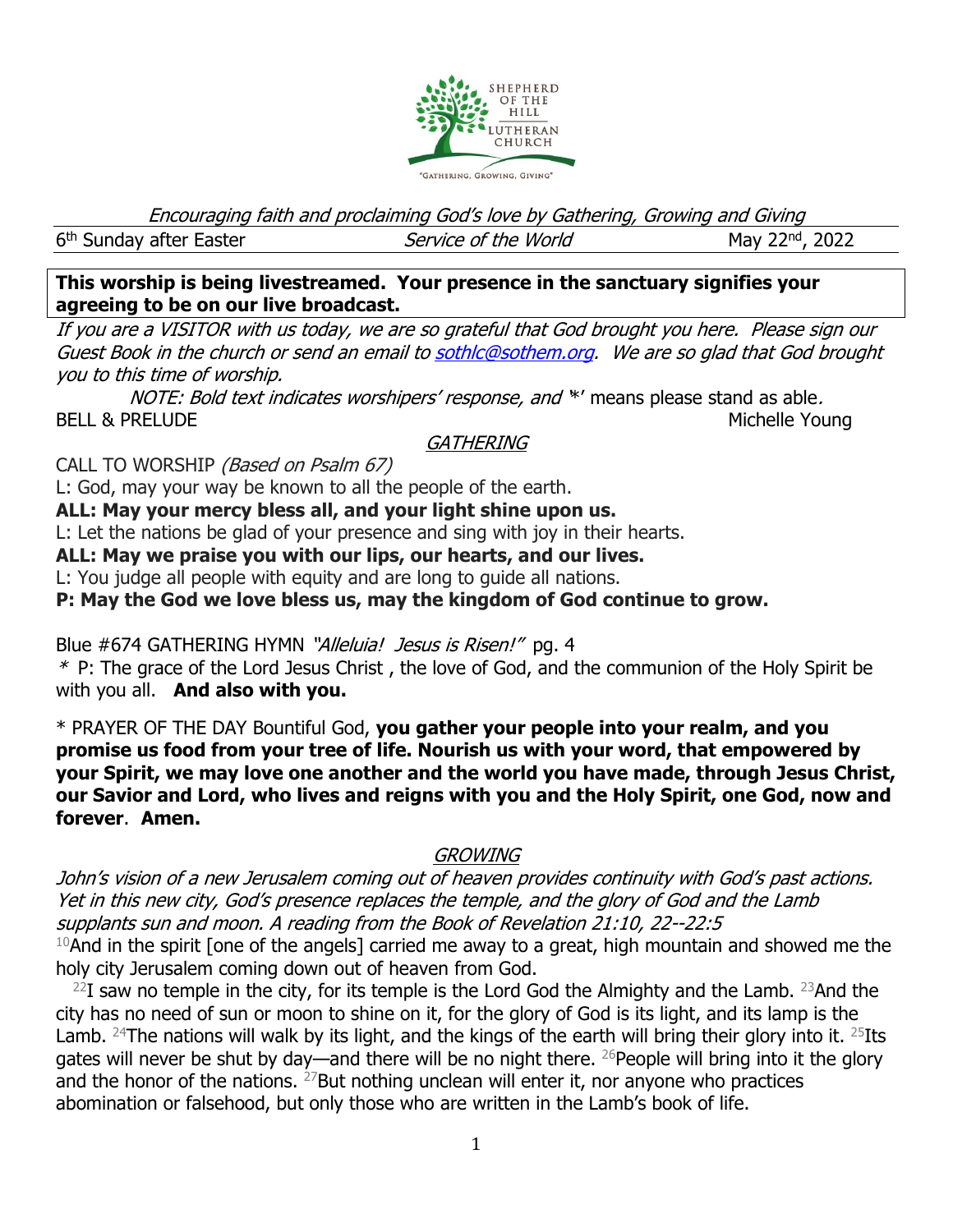SHEPHERD OF THE HILL LUTHERAN CHURCH

"GATHERING, GROWING, GIVING"

*Encouraging faith and proclaiming God's love by Gathering, Growing and Giving*

6th Sunday after Easter | *Service of the World* | May 22nd, 2022

**This worship is being livestreamed. Your presence in the sanctuary signifies your agreeing to be on our live broadcast.**

*If you are a VISITOR with us today, we are so grateful that God brought you here. Please sign our Guest Book in the church or send an email to sothlc@sothem.org. We are so glad that God brought you to this time of worship.*

*NOTE: Bold text indicates worshipers' response, and '*' means please stand as able.*

BELL & PRELUDE Michelle Young

## *GATHERING*

CALL TO WORSHIP *(Based on Psalm 67)*

L: God, may your way be known to all the people of the earth.

**ALL: May your mercy bless all, and your light shine upon us.**

L: Let the nations be glad of your presence and sing with joy in their hearts.

**ALL: May we praise you with our lips, our hearts, and our lives.**

L: You judge all people with equity and are long to guide all nations.

**P: May the God we love bless us, may the kingdom of God continue to grow.**

Blue #674 GATHERING HYMN *"Alleluia! Jesus is Risen!"* pg. 4

* P: The grace of the Lord Jesus Christ , the love of God, and the communion of the Holy Spirit be with you all. **And also with you.**

* PRAYER OF THE DAY Bountiful God, **you gather your people into your realm, and you promise us food from your tree of life. Nourish us with your word, that empowered by your Spirit, we may love one another and the world you have made, through Jesus Christ, our Savior and Lord, who lives and reigns with you and the Holy Spirit, one God, now and forever**. **Amen.**

## *GROWING*

*John's vision of a new Jerusalem coming out of heaven provides continuity with God's past actions. Yet in this new city, God's presence replaces the temple, and the glory of God and the Lamb supplants sun and moon. A reading from the Book of Revelation 21:10, 22--22:5*

[10]And in the spirit [one of the angels] carried me away to a great, high mountain and showed me the holy city Jerusalem coming down out of heaven from God.

[22]I saw no temple in the city, for its temple is the Lord God the Almighty and the Lamb. [23]And the city has no need of sun or moon to shine on it, for the glory of God is its light, and its lamp is the Lamb. [24]The nations will walk by its light, and the kings of the earth will bring their glory into it. [25]Its gates will never be shut by day—and there will be no night there. [26]People will bring into it the glory and the honor of the nations. [27]But nothing unclean will enter it, nor anyone who practices abomination or falsehood, but only those who are written in the Lamb's book of life.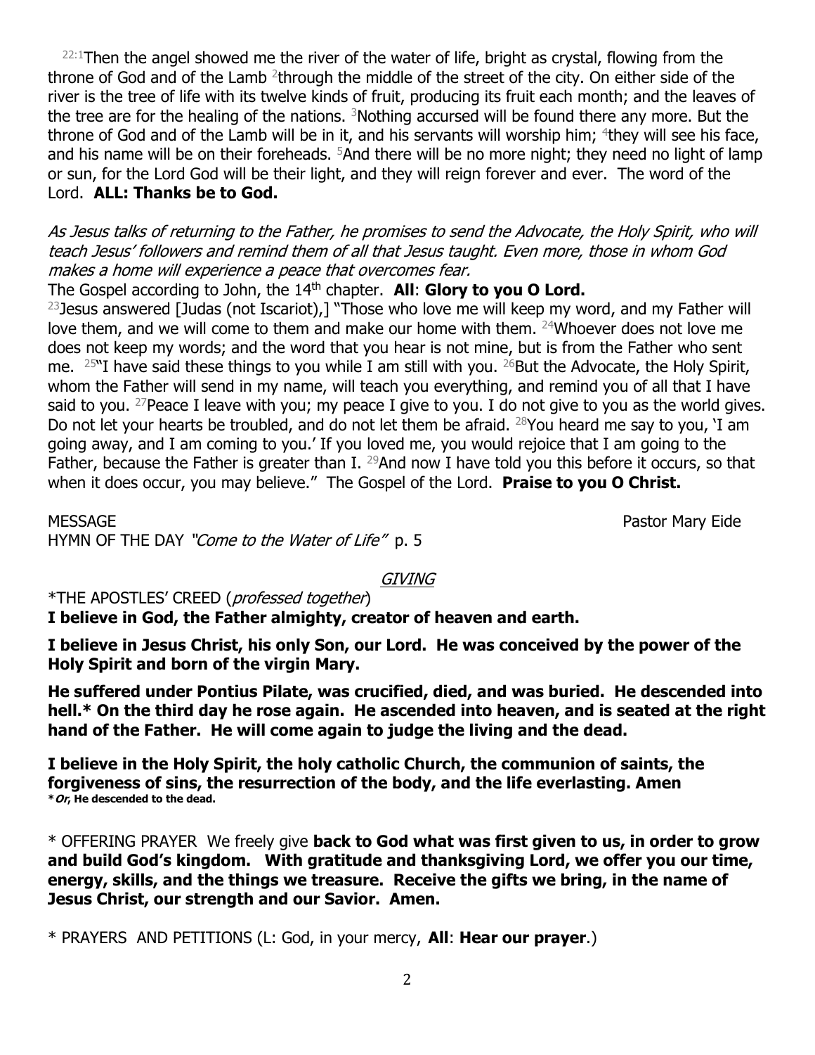[22:1]Then the angel showed me the river of the water of life, bright as crystal, flowing from the throne of God and of the Lamb [2]through the middle of the street of the city. On either side of the river is the tree of life with its twelve kinds of fruit, producing its fruit each month; and the leaves of the tree are for the healing of the nations. [3]Nothing accursed will be found there any more. But the throne of God and of the Lamb will be in it, and his servants will worship him; [4]they will see his face, and his name will be on their foreheads. [5]And there will be no more night; they need no light of lamp or sun, for the Lord God will be their light, and they will reign forever and ever. The word of the Lord. **ALL: Thanks be to God.**

*As Jesus talks of returning to the Father, he promises to send the Advocate, the Holy Spirit, who will teach Jesus' followers and remind them of all that Jesus taught. Even more, those in whom God makes a home will experience a peace that overcomes fear.*

The Gospel according to John, the 14th chapter. **All**: **Glory to you O Lord.**

[23]Jesus answered [Judas (not Iscariot),] "Those who love me will keep my word, and my Father will love them, and we will come to them and make our home with them. [24]Whoever does not love me does not keep my words; and the word that you hear is not mine, but is from the Father who sent me. [25]"I have said these things to you while I am still with you. [26]But the Advocate, the Holy Spirit, whom the Father will send in my name, will teach you everything, and remind you of all that I have said to you. [27]Peace I leave with you; my peace I give to you. I do not give to you as the world gives. Do not let your hearts be troubled, and do not let them be afraid. [28]You heard me say to you, 'I am going away, and I am coming to you.' If you loved me, you would rejoice that I am going to the Father, because the Father is greater than I. [29]And now I have told you this before it occurs, so that when it does occur, you may believe." The Gospel of the Lord. **Praise to you O Christ.**

MESSAGE Pastor Mary Eide

HYMN OF THE DAY *"Come to the Water of Life"* p. 5

## *GIVING*

*THE APOSTLES' CREED (*professed together*)

**I believe in God, the Father almighty, creator of heaven and earth.**

**I believe in Jesus Christ, his only Son, our Lord. He was conceived by the power of the Holy Spirit and born of the virgin Mary.**

**He suffered under Pontius Pilate, was crucified, died, and was buried. He descended into hell.* On the third day he rose again. He ascended into heaven, and is seated at the right hand of the Father. He will come again to judge the living and the dead.**

**I believe in the Holy Spirit, the holy catholic Church, the communion of saints, the forgiveness of sins, the resurrection of the body, and the life everlasting. Amen**

**\****Or***, He descended to the dead.**

* OFFERING PRAYER We freely give **back to God what was first given to us, in order to grow and build God's kingdom. With gratitude and thanksgiving Lord, we offer you our time, energy, skills, and the things we treasure. Receive the gifts we bring, in the name of Jesus Christ, our strength and our Savior. Amen.**

* PRAYERS AND PETITIONS (L: God, in your mercy, **All**: **Hear our prayer**.)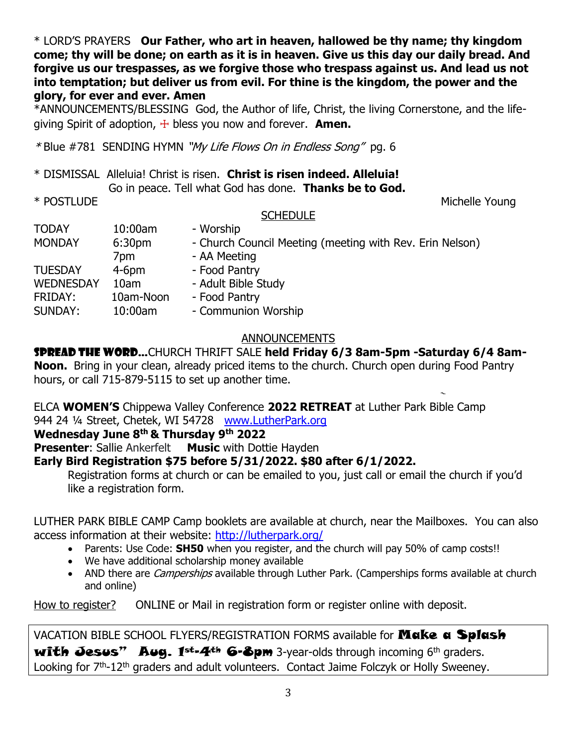\* LORD'S PRAYERS **Our Father, who art in heaven, hallowed be thy name; thy kingdom come; thy will be done; on earth as it is in heaven. Give us this day our daily bread. And forgive us our trespasses, as we forgive those who trespass against us. And lead us not into temptation; but deliver us from evil. For thine is the kingdom, the power and the glory, for ever and ever. Amen**

\*ANNOUNCEMENTS/BLESSING God, the Author of life, Christ, the living Cornerstone, and the life-giving Spirit of adoption, ☩ bless you now and forever. **Amen.**

\* Blue #781 SENDING HYMN *"My Life Flows On in Endless Song"* pg. 6

\* DISMISSAL Alleluia! Christ is risen. **Christ is risen indeed. Alleluia!**
Go in peace. Tell what God has done. **Thanks be to God.**

\* POSTLUDE Michelle Young

## SCHEDULE

| | | |
|---|---|---|
| TODAY | 10:00am | - Worship |
| MONDAY | 6:30pm | - Church Council Meeting (meeting with Rev. Erin Nelson) |
| | 7pm | - AA Meeting |
| TUESDAY | 4-6pm | - Food Pantry |
| WEDNESDAY | 10am | - Adult Bible Study |
| FRIDAY: | 10am-Noon | - Food Pantry |
| SUNDAY: | 10:00am | - Communion Worship |

## ANNOUNCEMENTS

**SPREAD THE WORD...**CHURCH THRIFT SALE **held Friday 6/3 8am-5pm -Saturday 6/4 8am-Noon.** Bring in your clean, already priced items to the church. Church open during Food Pantry hours, or call 715-879-5115 to set up another time.

ELCA **WOMEN'S** Chippewa Valley Conference **2022 RETREAT** at Luther Park Bible Camp
944 24 ¼ Street, Chetek, WI 54728 www.LutherPark.org

**Wednesday June 8th & Thursday 9th 2022**

**Presenter**: Sallie Ankerfelt **Music** with Dottie Hayden

**Early Bird Registration $75 before 5/31/2022. $80 after 6/1/2022.**

Registration forms at church or can be emailed to you, just call or email the church if you'd like a registration form.

LUTHER PARK BIBLE CAMP Camp booklets are available at church, near the Mailboxes. You can also access information at their website: http://lutherpark.org/

- Parents: Use Code: **SH50** when you register, and the church will pay 50% of camp costs!!
- We have additional scholarship money available
- AND there are *Camperships* available through Luther Park. (Camperships forms available at church and online)

How to register? ONLINE or Mail in registration form or register online with deposit.

VACATION BIBLE SCHOOL FLYERS/REGISTRATION FORMS available for **Make a Splash with Jesus" Aug. 1st-4th 6-8pm** 3-year-olds through incoming 6th graders. Looking for 7th-12th graders and adult volunteers. Contact Jaime Folczyk or Holly Sweeney.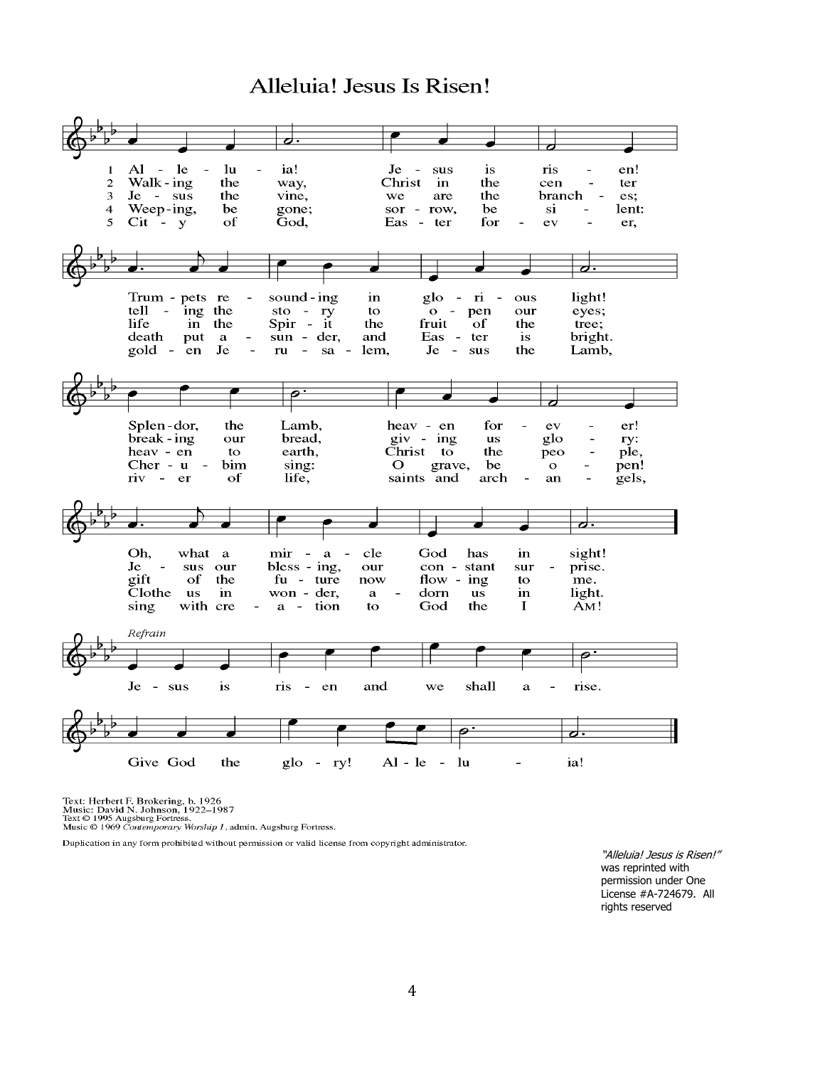# Alleluia! Jesus Is Risen!

1 Al - le - lu - ia! Je - sus is ris - en!
2 Walk - ing the way, Christ in the cen - ter
3 Je - sus the vine, we are the branch - es;
4 Weep - ing, be gone; sor - row, be si - lent:
5 Cit - y of God, Eas - ter for - ev - er,

Trum - pets re - sound - ing in glo - ri - ous light!
tell - ing the sto - ry to o - pen our eyes;
life in the Spir - it the fruit of the tree;
death put a - sun - der, and Eas - ter is bright.
gold - en Je - ru - sa - lem, Je - sus the Lamb,

Splen - dor, the Lamb, heav - en for - ev - er!
break - ing our bread, giv - ing us glo - ry:
heav - en to earth, Christ to the peo - ple,
Cher - u - bim sing: O grave, be o - pen!
riv - er of life, saints and arch - an - gels,

Oh, what a mir - a - cle God has in sight!
Je - sus our bless - ing, our con - stant sur - prise.
gift of the fu - ture now flow - ing to me.
Clothe us in won - der, a - dorn us in light.
sing with cre - a - tion to God the I AM!

*Refrain*

Je - sus is ris - en and we shall a - rise.
Give God the glo - ry! Al - le - lu - ia!

Text: Herbert F. Brokering, b. 1926
Music: David N. Johnson, 1922–1987
Text © 1995 Augsburg Fortress.
Music © 1969 *Contemporary Worship 1*, admin. Augsburg Fortress.

Duplication in any form prohibited without permission or valid license from copyright administrator.

*"Alleluia! Jesus is Risen!"* was reprinted with permission under One License #A-724679. All rights reserved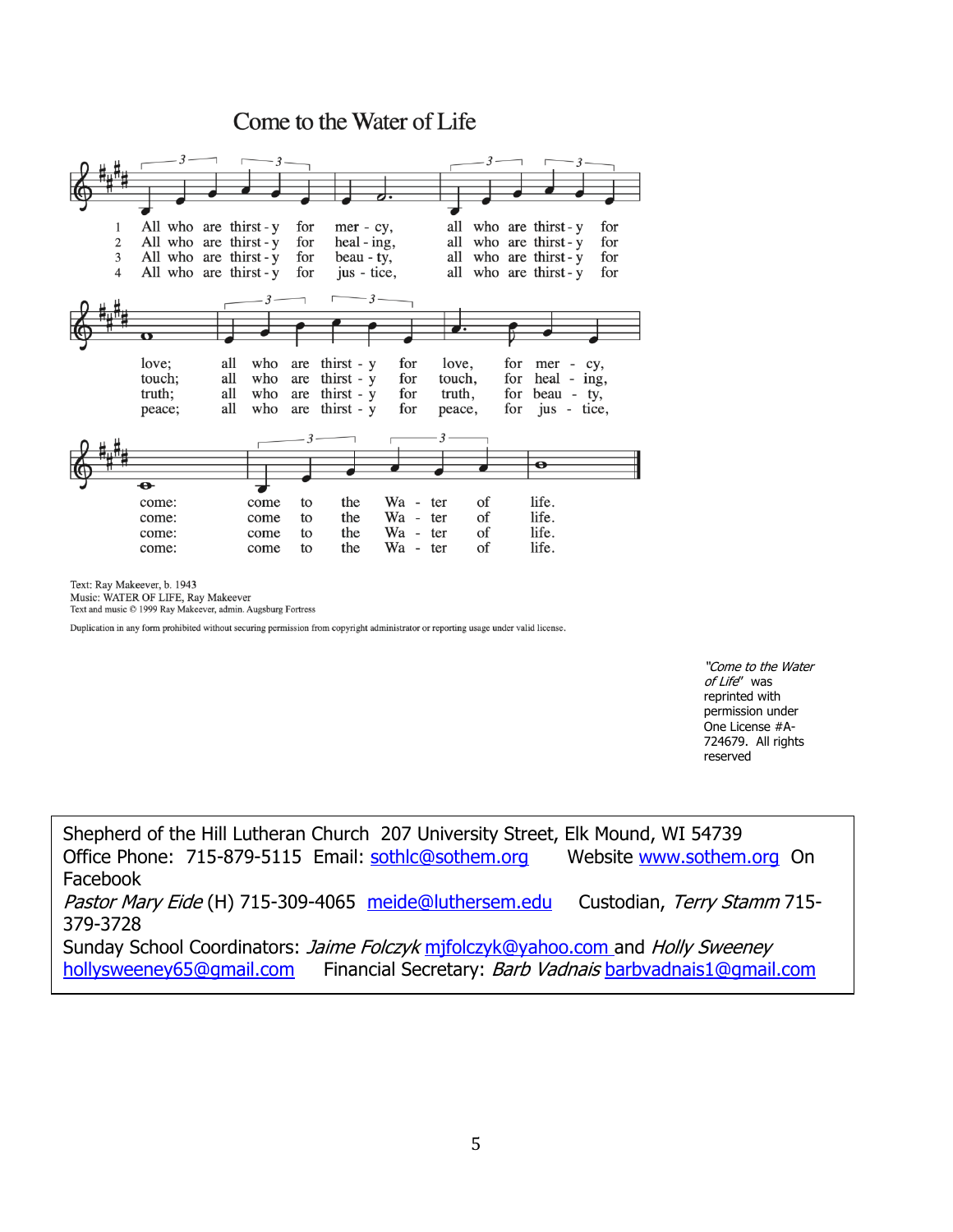# Come to the Water of Life

1. All who are thirsty for mercy, all who are thirsty for love; all who are thirsty for love, for mercy, come: come to the Water of life.
2. All who are thirsty for healing, all who are thirsty for touch; all who are thirsty for touch, for healing, come: come to the Water of life.
3. All who are thirsty for beauty, all who are thirsty for truth; all who are thirsty for truth, for beauty, come: come to the Water of life.
4. All who are thirsty for justice, all who are thirsty for peace; all who are thirsty for peace, for justice, come: come to the Water of life.

Text: Ray Makeever, b. 1943
Music: WATER OF LIFE, Ray Makeever
Text and music © 1999 Ray Makeever, admin. Augsburg Fortress

Duplication in any form prohibited without securing permission from copyright administrator or reporting usage under valid license.

*"Come to the Water of Life"* was reprinted with permission under One License #A-724679. All rights reserved

---

Shepherd of the Hill Lutheran Church 207 University Street, Elk Mound, WI 54739
Office Phone: 715-879-5115 Email: sothlc@sothem.org Website www.sothem.org On Facebook
*Pastor Mary Eide* (H) 715-309-4065 meide@luthersem.edu Custodian, *Terry Stamm* 715-379-3728
Sunday School Coordinators: *Jaime Folczyk* mjfolczyk@yahoo.com and *Holly Sweeney* hollysweeney65@gmail.com Financial Secretary: *Barb Vadnais* barbvadnais1@gmail.com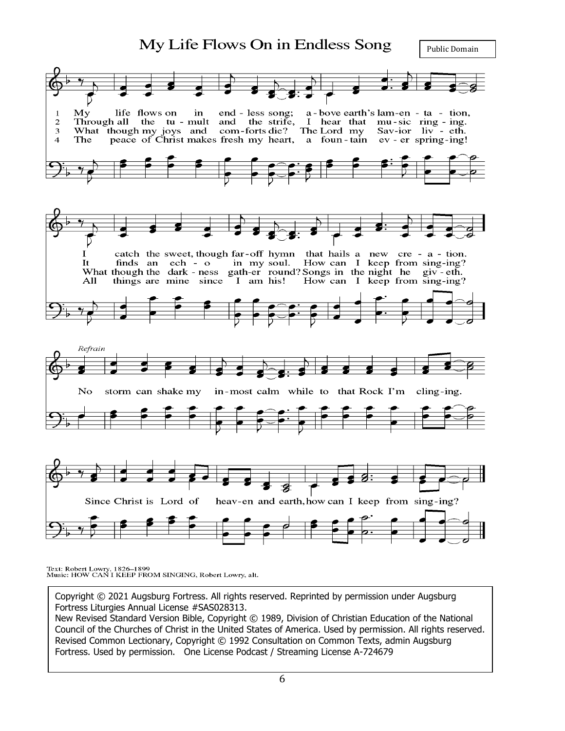# My Life Flows On in Endless Song

Public Domain

1 My life flows on in end-less song; a-bove earth's lam-en-ta-tion,
2 Through all the tu-mult and the strife, I hear that mu-sic ring-ing.
3 What though my joys and com-forts die? The Lord my Sav-ior liv-eth.
4 The peace of Christ makes fresh my heart, a foun-tain ev-er spring-ing!

I catch the sweet, though far-off hymn that hails a new cre-a-tion.
It finds an ech-o in my soul. How can I keep from sing-ing?
What though the dark-ness gath-er round? Songs in the night he giv-eth.
All things are mine since I am his! How can I keep from sing-ing?

*Refrain*

No storm can shake my in-most calm while to that Rock I'm cling-ing.

Since Christ is Lord of heav-en and earth, how can I keep from sing-ing?

Text: Robert Lowry, 1826–1899
Music: HOW CAN I KEEP FROM SINGING, Robert Lowry, alt.

Copyright © 2021 Augsburg Fortress. All rights reserved. Reprinted by permission under Augsburg Fortress Liturgies Annual License #SAS028313.
New Revised Standard Version Bible, Copyright © 1989, Division of Christian Education of the National Council of the Churches of Christ in the United States of America. Used by permission. All rights reserved.
Revised Common Lectionary, Copyright © 1992 Consultation on Common Texts, admin Augsburg Fortress. Used by permission. One License Podcast / Streaming License A-724679